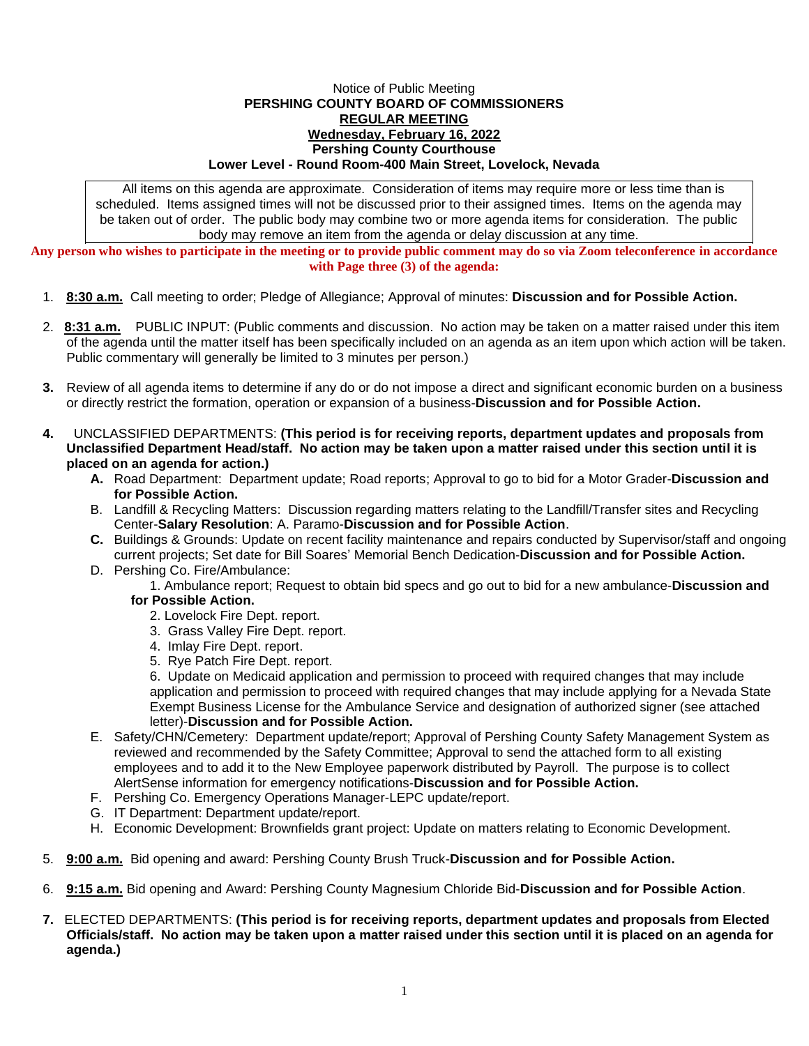Notice of Public Meeting

**PERSHING COUNTY BOARD OF COMMISSIONERS**

**REGULAR MEETING**

**Wednesday, February 16, 2022**

**Pershing County Courthouse**

**Lower Level - Round Room-400 Main Street, Lovelock, Nevada**

All items on this agenda are approximate. Consideration of items may require more or less time than is scheduled. Items assigned times will not be discussed prior to their assigned times. Items on the agenda may be taken out of order. The public body may combine two or more agenda items for consideration. The public body may remove an item from the agenda or delay discussion at any time.

**Any person who wishes to participate in the meeting or to provide public comment may do so via Zoom teleconference in accordance with Page three (3) of the agenda:**

1. **8:30 a.m.** Call meeting to order; Pledge of Allegiance; Approval of minutes: **Discussion and for Possible Action.**

2. **8:31 a.m.** PUBLIC INPUT: (Public comments and discussion. No action may be taken on a matter raised under this item of the agenda until the matter itself has been specifically included on an agenda as an item upon which action will be taken. Public commentary will generally be limited to 3 minutes per person.)

3. Review of all agenda items to determine if any do or do not impose a direct and significant economic burden on a business or directly restrict the formation, operation or expansion of a business-**Discussion and for Possible Action.**

4. UNCLASSIFIED DEPARTMENTS: **(This period is for receiving reports, department updates and proposals from Unclassified Department Head/staff. No action may be taken upon a matter raised under this section until it is placed on an agenda for action.)**
   - **A.** Road Department: Department update; Road reports; Approval to go to bid for a Motor Grader-**Discussion and for Possible Action.**
   - B. Landfill & Recycling Matters: Discussion regarding matters relating to the Landfill/Transfer sites and Recycling Center-**Salary Resolution**: A. Paramo-**Discussion and for Possible Action**.
   - **C.** Buildings & Grounds: Update on recent facility maintenance and repairs conducted by Supervisor/staff and ongoing current projects; Set date for Bill Soares' Memorial Bench Dedication-**Discussion and for Possible Action.**
   - D. Pershing Co. Fire/Ambulance:
     1. Ambulance report; Request to obtain bid specs and go out to bid for a new ambulance-**Discussion and for Possible Action.**
     2. Lovelock Fire Dept. report.
     3. Grass Valley Fire Dept. report.
     4. Imlay Fire Dept. report.
     5. Rye Patch Fire Dept. report.
     6. Update on Medicaid application and permission to proceed with required changes that may include application and permission to proceed with required changes that may include applying for a Nevada State Exempt Business License for the Ambulance Service and designation of authorized signer (see attached letter)-**Discussion and for Possible Action.**
   - E. Safety/CHN/Cemetery: Department update/report; Approval of Pershing County Safety Management System as reviewed and recommended by the Safety Committee; Approval to send the attached form to all existing employees and to add it to the New Employee paperwork distributed by Payroll. The purpose is to collect AlertSense information for emergency notifications-**Discussion and for Possible Action.**
   - F. Pershing Co. Emergency Operations Manager-LEPC update/report.
   - G. IT Department: Department update/report.
   - H. Economic Development: Brownfields grant project: Update on matters relating to Economic Development.

5. **9:00 a.m.** Bid opening and award: Pershing County Brush Truck-**Discussion and for Possible Action.**

6. **9:15 a.m.** Bid opening and Award: Pershing County Magnesium Chloride Bid-**Discussion and for Possible Action**.

7. ELECTED DEPARTMENTS: **(This period is for receiving reports, department updates and proposals from Elected Officials/staff. No action may be taken upon a matter raised under this section until it is placed on an agenda for agenda.)**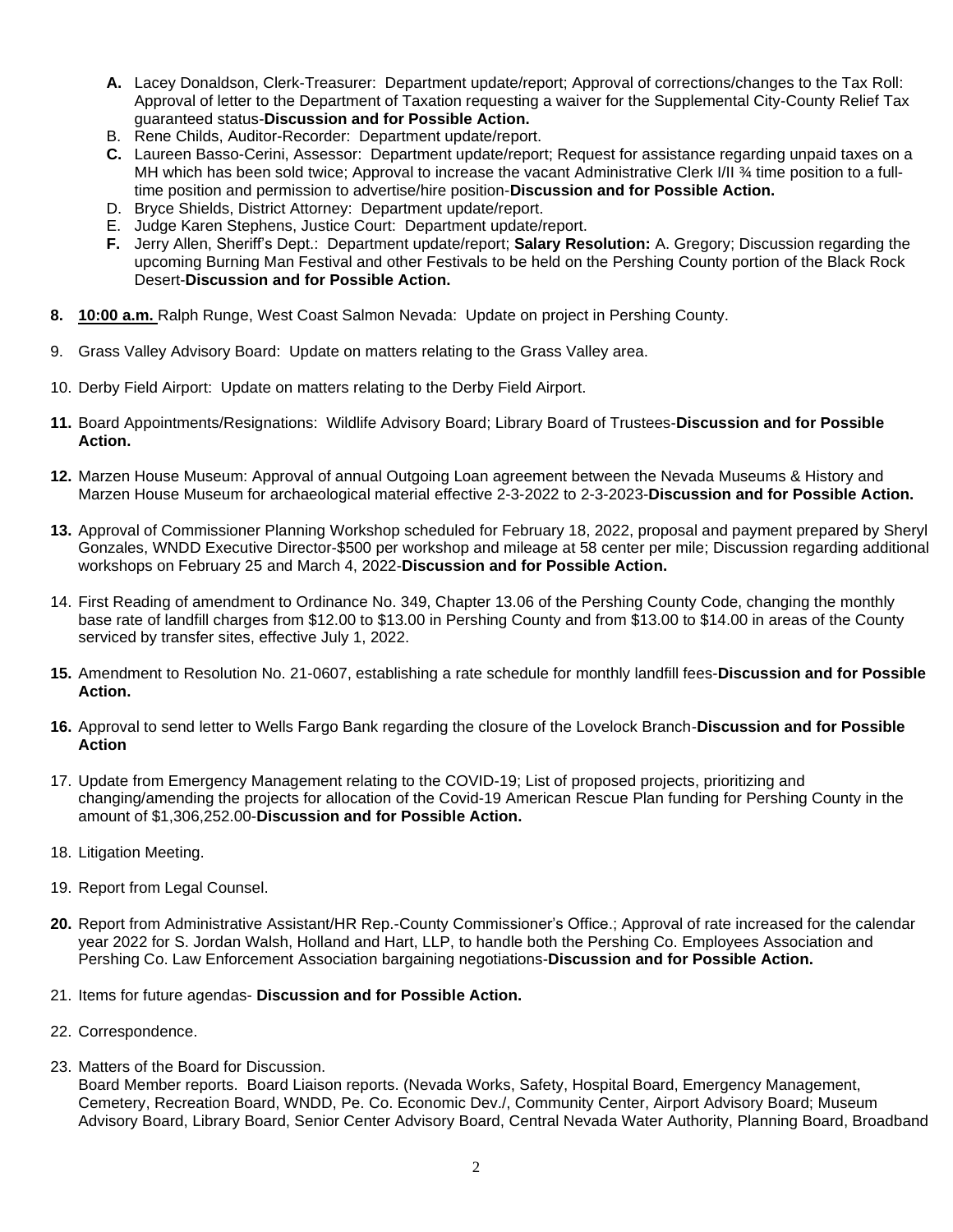- **A.** Lacey Donaldson, Clerk-Treasurer: Department update/report; Approval of corrections/changes to the Tax Roll: Approval of letter to the Department of Taxation requesting a waiver for the Supplemental City-County Relief Tax guaranteed status-**Discussion and for Possible Action.**
- B. Rene Childs, Auditor-Recorder: Department update/report.
- **C.** Laureen Basso-Cerini, Assessor: Department update/report; Request for assistance regarding unpaid taxes on a MH which has been sold twice; Approval to increase the vacant Administrative Clerk I/II ¾ time position to a full-time position and permission to advertise/hire position-**Discussion and for Possible Action.**
- D. Bryce Shields, District Attorney: Department update/report.
- E. Judge Karen Stephens, Justice Court: Department update/report.
- **F.** Jerry Allen, Sheriff's Dept.: Department update/report; **Salary Resolution:** A. Gregory; Discussion regarding the upcoming Burning Man Festival and other Festivals to be held on the Pershing County portion of the Black Rock Desert-**Discussion and for Possible Action.**

**8.** **10:00 a.m.** Ralph Runge, West Coast Salmon Nevada: Update on project in Pershing County.

9. Grass Valley Advisory Board: Update on matters relating to the Grass Valley area.

10. Derby Field Airport: Update on matters relating to the Derby Field Airport.

**11.** Board Appointments/Resignations: Wildlife Advisory Board; Library Board of Trustees-**Discussion and for Possible Action.**

**12.** Marzen House Museum: Approval of annual Outgoing Loan agreement between the Nevada Museums & History and Marzen House Museum for archaeological material effective 2-3-2022 to 2-3-2023-**Discussion and for Possible Action.**

**13.** Approval of Commissioner Planning Workshop scheduled for February 18, 2022, proposal and payment prepared by Sheryl Gonzales, WNDD Executive Director-$500 per workshop and mileage at 58 center per mile; Discussion regarding additional workshops on February 25 and March 4, 2022-**Discussion and for Possible Action.**

14. First Reading of amendment to Ordinance No. 349, Chapter 13.06 of the Pershing County Code, changing the monthly base rate of landfill charges from $12.00 to $13.00 in Pershing County and from $13.00 to $14.00 in areas of the County serviced by transfer sites, effective July 1, 2022.

**15.** Amendment to Resolution No. 21-0607, establishing a rate schedule for monthly landfill fees-**Discussion and for Possible Action.**

**16.** Approval to send letter to Wells Fargo Bank regarding the closure of the Lovelock Branch-**Discussion and for Possible Action**

17. Update from Emergency Management relating to the COVID-19; List of proposed projects, prioritizing and changing/amending the projects for allocation of the Covid-19 American Rescue Plan funding for Pershing County in the amount of $1,306,252.00-**Discussion and for Possible Action.**

18. Litigation Meeting.

19. Report from Legal Counsel.

**20.** Report from Administrative Assistant/HR Rep.-County Commissioner's Office.; Approval of rate increased for the calendar year 2022 for S. Jordan Walsh, Holland and Hart, LLP, to handle both the Pershing Co. Employees Association and Pershing Co. Law Enforcement Association bargaining negotiations-**Discussion and for Possible Action.**

21. Items for future agendas- **Discussion and for Possible Action.**

22. Correspondence.

23. Matters of the Board for Discussion.
Board Member reports. Board Liaison reports. (Nevada Works, Safety, Hospital Board, Emergency Management, Cemetery, Recreation Board, WNDD, Pe. Co. Economic Dev./, Community Center, Airport Advisory Board; Museum Advisory Board, Library Board, Senior Center Advisory Board, Central Nevada Water Authority, Planning Board, Broadband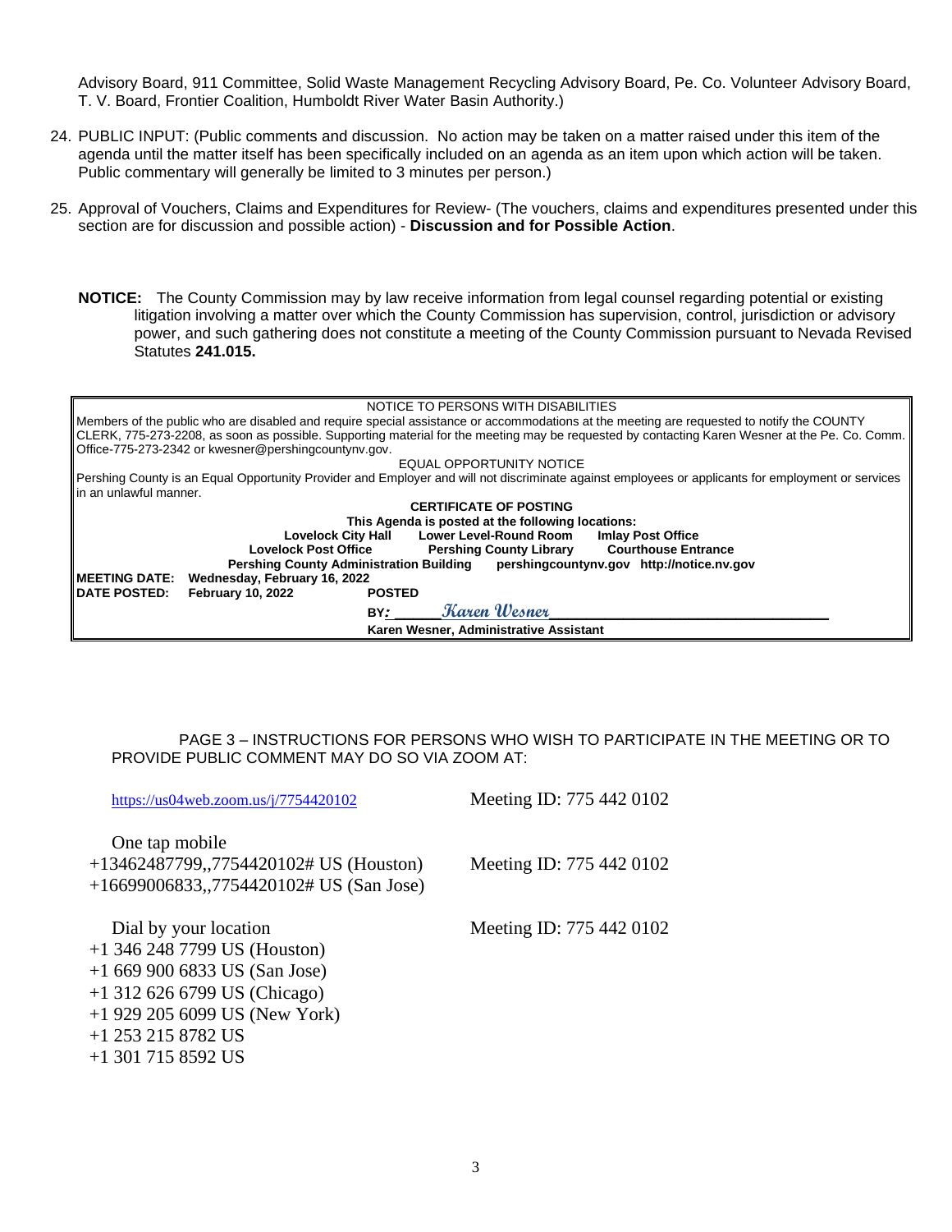Advisory Board, 911 Committee, Solid Waste Management Recycling Advisory Board, Pe. Co. Volunteer Advisory Board, T. V. Board, Frontier Coalition, Humboldt River Water Basin Authority.)

24. PUBLIC INPUT: (Public comments and discussion. No action may be taken on a matter raised under this item of the agenda until the matter itself has been specifically included on an agenda as an item upon which action will be taken. Public commentary will generally be limited to 3 minutes per person.)

25. Approval of Vouchers, Claims and Expenditures for Review- (The vouchers, claims and expenditures presented under this section are for discussion and possible action) - **Discussion and for Possible Action**.

**NOTICE:** The County Commission may by law receive information from legal counsel regarding potential or existing litigation involving a matter over which the County Commission has supervision, control, jurisdiction or advisory power, and such gathering does not constitute a meeting of the County Commission pursuant to Nevada Revised Statutes **241.015.**

NOTICE TO PERSONS WITH DISABILITIES

Members of the public who are disabled and require special assistance or accommodations at the meeting are requested to notify the COUNTY CLERK, 775-273-2208, as soon as possible. Supporting material for the meeting may be requested by contacting Karen Wesner at the Pe. Co. Comm. Office-775-273-2342 or kwesner@pershingcountynv.gov.

EQUAL OPPORTUNITY NOTICE

Pershing County is an Equal Opportunity Provider and Employer and will not discriminate against employees or applicants for employment or services in an unlawful manner.

**CERTIFICATE OF POSTING**

**This Agenda is posted at the following locations:**

**Lovelock City Hall** **Lower Level-Round Room** **Imlay Post Office**
**Lovelock Post Office** **Pershing County Library** **Courthouse Entrance**
**Pershing County Administration Building** **pershingcountynv.gov** **http://notice.nv.gov**

**MEETING DATE:** **Wednesday, February 16, 2022**
**DATE POSTED:** **February 10, 2022** **POSTED**

**BY:** *Karen Wesner*

**Karen Wesner, Administrative Assistant**

PAGE 3 – INSTRUCTIONS FOR PERSONS WHO WISH TO PARTICIPATE IN THE MEETING OR TO PROVIDE PUBLIC COMMENT MAY DO SO VIA ZOOM AT:

https://us04web.zoom.us/j/7754420102 Meeting ID: 775 442 0102

One tap mobile
+13462487799,,7754420102# US (Houston) Meeting ID: 775 442 0102
+16699006833,,7754420102# US (San Jose)

Dial by your location Meeting ID: 775 442 0102
+1 346 248 7799 US (Houston)
+1 669 900 6833 US (San Jose)
+1 312 626 6799 US (Chicago)
+1 929 205 6099 US (New York)
+1 253 215 8782 US
+1 301 715 8592 US